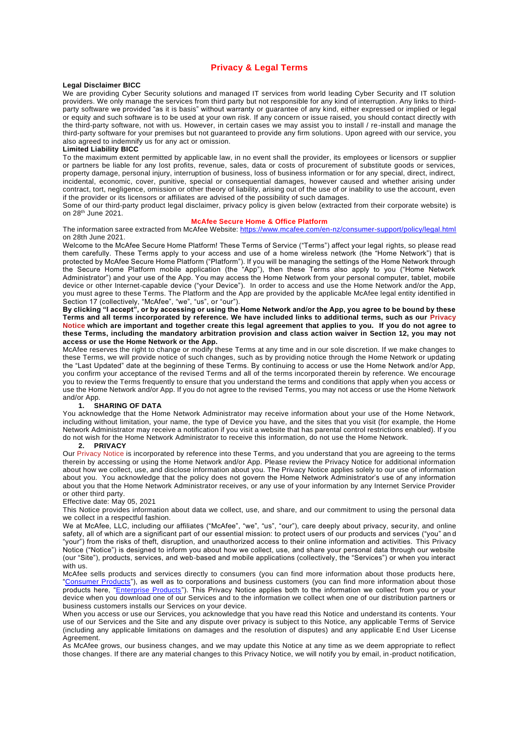# Privacy & Legal Terms

**Legal Disclaimer BICC**

We are providing Cyber Security solutions and managed IT services from world leading Cyber Security and IT solution providers. We only manage the services from third party but not responsible for any kind of interruption. Any links to third-party software we provided "as it is basis" without warranty or guarantee of any kind, either expressed or implied or legal or equity and such software is to be used at your own risk. If any concern or issue raised, you should contact directly with the third-party software, not with us. However, in certain cases we may assist you to install / re-install and manage the third-party software for your premises but not guaranteed to provide any firm solutions. Upon agreed with our service, you also agreed to indemnify us for any act or omission.

**Limited Liability BICC**

To the maximum extent permitted by applicable law, in no event shall the provider, its employees or licensors or supplier or partners be liable for any lost profits, revenue, sales, data or costs of procurement of substitute goods or services, property damage, personal injury, interruption of business, loss of business information or for any special, direct, indirect, incidental, economic, cover, punitive, special or consequential damages, however caused and whether arising under contract, tort, negligence, omission or other theory of liability, arising out of the use of or inability to use the account, even if the provider or its licensors or affiliates are advised of the possibility of such damages.

Some of our third-party product legal disclaimer, privacy policy is given below (extracted from their corporate website) is on 28th June 2021.

## McAfee Secure Home & Office Platform

The information saree extracted from McAfee Website: https://www.mcafee.com/en-nz/consumer-support/policy/legal.html on 28th June 2021.

Welcome to the McAfee Secure Home Platform! These Terms of Service ("Terms") affect your legal rights, so please read them carefully. These Terms apply to your access and use of a home wireless network (the "Home Network") that is protected by McAfee Secure Home Platform ("Platform"). If you will be managing the settings of the Home Network through the Secure Home Platform mobile application (the "App"), then these Terms also apply to you ("Home Network Administrator") and your use of the App. You may access the Home Network from your personal computer, tablet, mobile device or other Internet-capable device ("your Device"). In order to access and use the Home Network and/or the App, you must agree to these Terms. The Platform and the App are provided by the applicable McAfee legal entity identified in Section 17 (collectively, "McAfee", "we", "us", or "our").

**By clicking "I accept", or by accessing or using the Home Network and/or the App, you agree to be bound by these Terms and all terms incorporated by reference. We have included links to additional terms, such as our Privacy Notice which are important and together create this legal agreement that applies to you. If you do not agree to these Terms, including the mandatory arbitration provision and class action waiver in Section 12, you may not access or use the Home Network or the App.**

McAfee reserves the right to change or modify these Terms at any time and in our sole discretion. If we make changes to these Terms, we will provide notice of such changes, such as by providing notice through the Home Network or updating the "Last Updated" date at the beginning of these Terms. By continuing to access or use the Home Network and/or App, you confirm your acceptance of the revised Terms and all of the terms incorporated therein by reference. We encourage you to review the Terms frequently to ensure that you understand the terms and conditions that apply when you access or use the Home Network and/or App. If you do not agree to the revised Terms, you may not access or use the Home Network and/or App.

### 1. SHARING OF DATA

You acknowledge that the Home Network Administrator may receive information about your use of the Home Network, including without limitation, your name, the type of Device you have, and the sites that you visit (for example, the Home Network Administrator may receive a notification if you visit a website that has parental control restrictions enabled). If you do not wish for the Home Network Administrator to receive this information, do not use the Home Network.

### 2. PRIVACY

Our Privacy Notice is incorporated by reference into these Terms, and you understand that you are agreeing to the terms therein by accessing or using the Home Network and/or App. Please review the Privacy Notice for additional information about how we collect, use, and disclose information about you. The Privacy Notice applies solely to our use of information about you. You acknowledge that the policy does not govern the Home Network Administrator's use of any information about you that the Home Network Administrator receives, or any use of your information by any Internet Service Provider or other third party.

Effective date: May 05, 2021

This Notice provides information about data we collect, use, and share, and our commitment to using the personal data we collect in a respectful fashion.

We at McAfee, LLC, including our affiliates ("McAfee", "we", "us", "our"), care deeply about privacy, security, and online safety, all of which are a significant part of our essential mission: to protect users of our products and services ("you" and "your") from the risks of theft, disruption, and unauthorized access to their online information and activities. This Privacy Notice ("Notice") is designed to inform you about how we collect, use, and share your personal data through our website (our "Site"), products, services, and web-based and mobile applications (collectively, the "Services") or when you interact with us.

McAfee sells products and services directly to consumers (you can find more information about those products here, "Consumer Products"), as well as to corporations and business customers (you can find more information about those products here, "Enterprise Products"). This Privacy Notice applies both to the information we collect from you or your device when you download one of our Services and to the information we collect when one of our distribution partners or business customers installs our Services on your device.

When you access or use our Services, you acknowledge that you have read this Notice and understand its contents. Your use of our Services and the Site and any dispute over privacy is subject to this Notice, any applicable Terms of Service (including any applicable limitations on damages and the resolution of disputes) and any applicable End User License Agreement.

As McAfee grows, our business changes, and we may update this Notice at any time as we deem appropriate to reflect those changes. If there are any material changes to this Privacy Notice, we will notify you by email, in-product notification,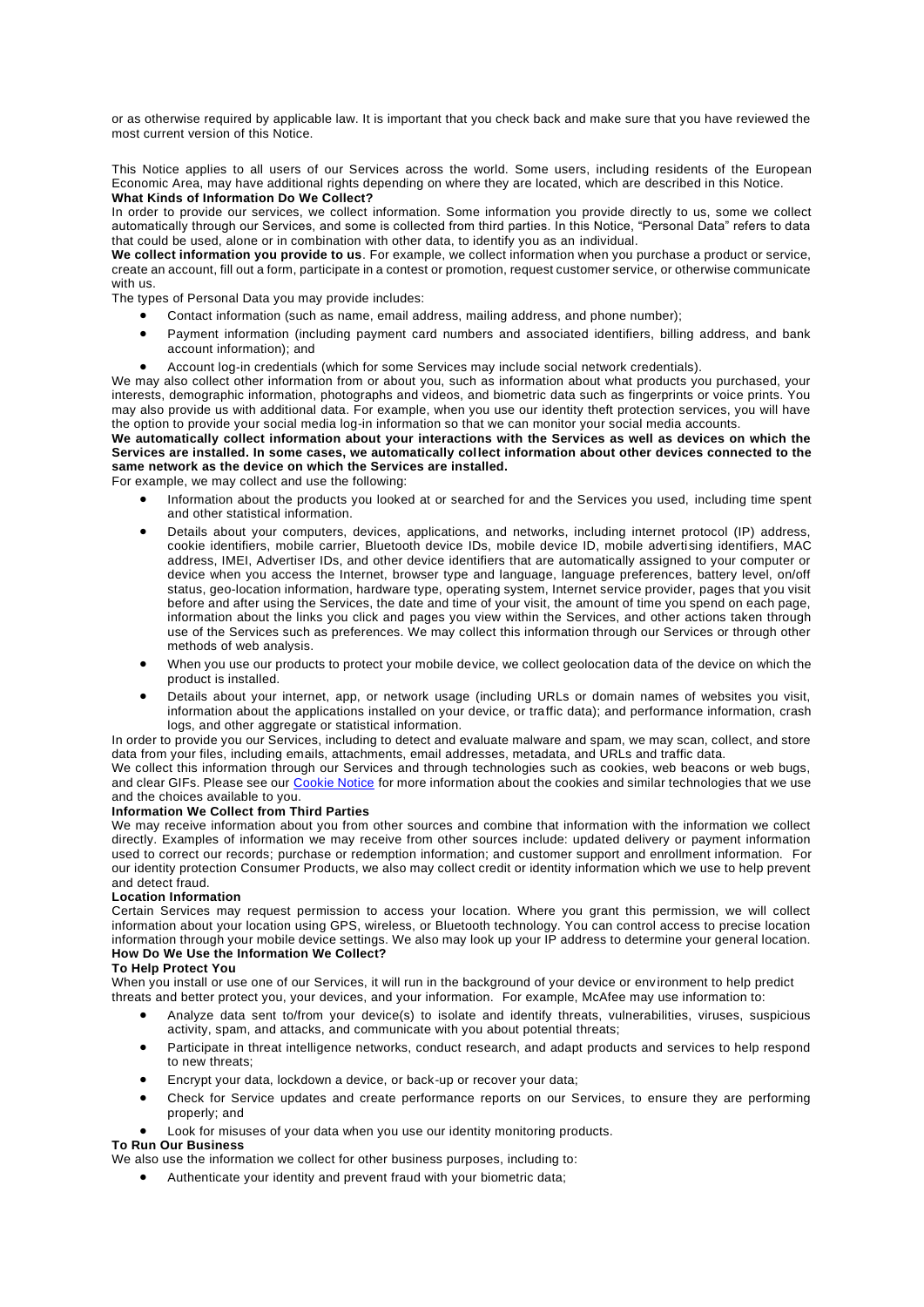or as otherwise required by applicable law. It is important that you check back and make sure that you have reviewed the most current version of this Notice.

This Notice applies to all users of our Services across the world. Some users, including residents of the European Economic Area, may have additional rights depending on where they are located, which are described in this Notice.

**What Kinds of Information Do We Collect?**

In order to provide our services, we collect information. Some information you provide directly to us, some we collect automatically through our Services, and some is collected from third parties. In this Notice, "Personal Data" refers to data that could be used, alone or in combination with other data, to identify you as an individual.

**We collect information you provide to us**. For example, we collect information when you purchase a product or service, create an account, fill out a form, participate in a contest or promotion, request customer service, or otherwise communicate with us.

The types of Personal Data you may provide includes:

- Contact information (such as name, email address, mailing address, and phone number);
- Payment information (including payment card numbers and associated identifiers, billing address, and bank account information); and
- Account log-in credentials (which for some Services may include social network credentials).

We may also collect other information from or about you, such as information about what products you purchased, your interests, demographic information, photographs and videos, and biometric data such as fingerprints or voice prints. You may also provide us with additional data. For example, when you use our identity theft protection services, you will have the option to provide your social media log-in information so that we can monitor your social media accounts.

**We automatically collect information about your interactions with the Services as well as devices on which the Services are installed. In some cases, we automatically collect information about other devices connected to the same network as the device on which the Services are installed.**

For example, we may collect and use the following:

- Information about the products you looked at or searched for and the Services you used, including time spent and other statistical information.
- Details about your computers, devices, applications, and networks, including internet protocol (IP) address, cookie identifiers, mobile carrier, Bluetooth device IDs, mobile device ID, mobile advertising identifiers, MAC address, IMEI, Advertiser IDs, and other device identifiers that are automatically assigned to your computer or device when you access the Internet, browser type and language, language preferences, battery level, on/off status, geo-location information, hardware type, operating system, Internet service provider, pages that you visit before and after using the Services, the date and time of your visit, the amount of time you spend on each page, information about the links you click and pages you view within the Services, and other actions taken through use of the Services such as preferences. We may collect this information through our Services or through other methods of web analysis.
- When you use our products to protect your mobile device, we collect geolocation data of the device on which the product is installed.
- Details about your internet, app, or network usage (including URLs or domain names of websites you visit, information about the applications installed on your device, or traffic data); and performance information, crash logs, and other aggregate or statistical information.

In order to provide you our Services, including to detect and evaluate malware and spam, we may scan, collect, and store data from your files, including emails, attachments, email addresses, metadata, and URLs and traffic data.

We collect this information through our Services and through technologies such as cookies, web beacons or web bugs, and clear GIFs. Please see our Cookie Notice for more information about the cookies and similar technologies that we use and the choices available to you.

**Information We Collect from Third Parties**

We may receive information about you from other sources and combine that information with the information we collect directly. Examples of information we may receive from other sources include: updated delivery or payment information used to correct our records; purchase or redemption information; and customer support and enrollment information. For our identity protection Consumer Products, we also may collect credit or identity information which we use to help prevent and detect fraud.

**Location Information**

Certain Services may request permission to access your location. Where you grant this permission, we will collect information about your location using GPS, wireless, or Bluetooth technology. You can control access to precise location information through your mobile device settings. We also may look up your IP address to determine your general location.

**How Do We Use the Information We Collect?**

**To Help Protect You**

When you install or use one of our Services, it will run in the background of your device or environment to help predict threats and better protect you, your devices, and your information. For example, McAfee may use information to:

- Analyze data sent to/from your device(s) to isolate and identify threats, vulnerabilities, viruses, suspicious activity, spam, and attacks, and communicate with you about potential threats;
- Participate in threat intelligence networks, conduct research, and adapt products and services to help respond to new threats;
- Encrypt your data, lockdown a device, or back-up or recover your data;
- Check for Service updates and create performance reports on our Services, to ensure they are performing properly; and
- Look for misuses of your data when you use our identity monitoring products.

**To Run Our Business**

We also use the information we collect for other business purposes, including to:

- Authenticate your identity and prevent fraud with your biometric data;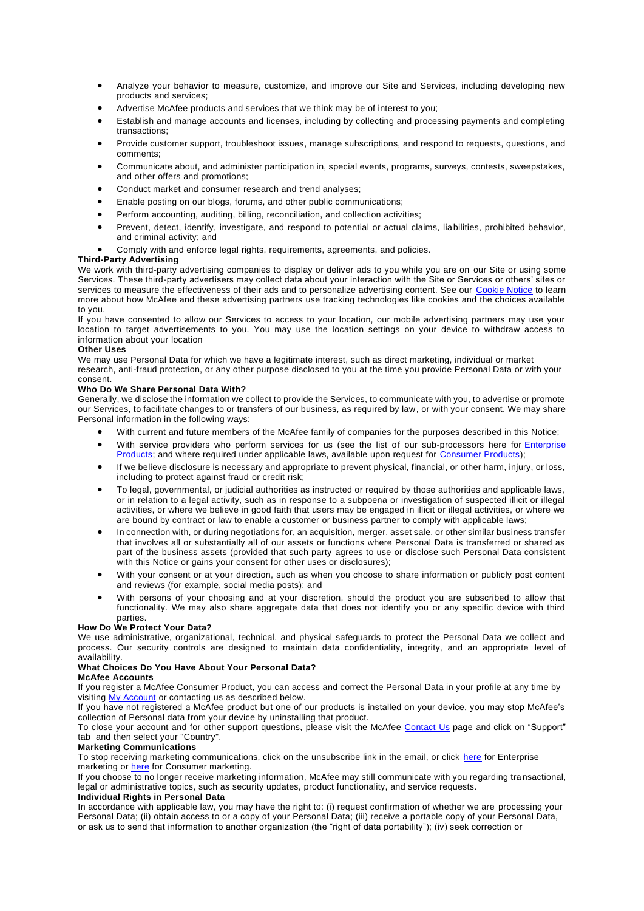- Analyze your behavior to measure, customize, and improve our Site and Services, including developing new products and services;
- Advertise McAfee products and services that we think may be of interest to you;
- Establish and manage accounts and licenses, including by collecting and processing payments and completing transactions;
- Provide customer support, troubleshoot issues, manage subscriptions, and respond to requests, questions, and comments;
- Communicate about, and administer participation in, special events, programs, surveys, contests, sweepstakes, and other offers and promotions;
- Conduct market and consumer research and trend analyses;
- Enable posting on our blogs, forums, and other public communications;
- Perform accounting, auditing, billing, reconciliation, and collection activities;
- Prevent, detect, identify, investigate, and respond to potential or actual claims, liabilities, prohibited behavior, and criminal activity; and
- Comply with and enforce legal rights, requirements, agreements, and policies.

**Third-Party Advertising**

We work with third-party advertising companies to display or deliver ads to you while you are on our Site or using some Services. These third-party advertisers may collect data about your interaction with the Site or Services or others' sites or services to measure the effectiveness of their ads and to personalize advertising content. See our Cookie Notice to learn more about how McAfee and these advertising partners use tracking technologies like cookies and the choices available to you.

If you have consented to allow our Services to access to your location, our mobile advertising partners may use your location to target advertisements to you. You may use the location settings on your device to withdraw access to information about your location

**Other Uses**

We may use Personal Data for which we have a legitimate interest, such as direct marketing, individual or market research, anti-fraud protection, or any other purpose disclosed to you at the time you provide Personal Data or with your consent.

**Who Do We Share Personal Data With?**

Generally, we disclose the information we collect to provide the Services, to communicate with you, to advertise or promote our Services, to facilitate changes to or transfers of our business, as required by law, or with your consent. We may share Personal information in the following ways:

- With current and future members of the McAfee family of companies for the purposes described in this Notice;
- With service providers who perform services for us (see the list of our sub-processors here for Enterprise Products; and where required under applicable laws, available upon request for Consumer Products);
- If we believe disclosure is necessary and appropriate to prevent physical, financial, or other harm, injury, or loss, including to protect against fraud or credit risk;
- To legal, governmental, or judicial authorities as instructed or required by those authorities and applicable laws, or in relation to a legal activity, such as in response to a subpoena or investigation of suspected illicit or illegal activities, or where we believe in good faith that users may be engaged in illicit or illegal activities, or where we are bound by contract or law to enable a customer or business partner to comply with applicable laws;
- In connection with, or during negotiations for, an acquisition, merger, asset sale, or other similar business transfer that involves all or substantially all of our assets or functions where Personal Data is transferred or shared as part of the business assets (provided that such party agrees to use or disclose such Personal Data consistent with this Notice or gains your consent for other uses or disclosures);
- With your consent or at your direction, such as when you choose to share information or publicly post content and reviews (for example, social media posts); and
- With persons of your choosing and at your discretion, should the product you are subscribed to allow that functionality. We may also share aggregate data that does not identify you or any specific device with third parties.

**How Do We Protect Your Data?**

We use administrative, organizational, technical, and physical safeguards to protect the Personal Data we collect and process. Our security controls are designed to maintain data confidentiality, integrity, and an appropriate level of availability.

**What Choices Do You Have About Your Personal Data?**

**McAfee Accounts**

If you register a McAfee Consumer Product, you can access and correct the Personal Data in your profile at any time by visiting My Account or contacting us as described below.

If you have not registered a McAfee product but one of our products is installed on your device, you may stop McAfee's collection of Personal data from your device by uninstalling that product.

To close your account and for other support questions, please visit the McAfee Contact Us page and click on "Support" tab and then select your "Country".

**Marketing Communications**

To stop receiving marketing communications, click on the unsubscribe link in the email, or click here for Enterprise marketing or here for Consumer marketing.

If you choose to no longer receive marketing information, McAfee may still communicate with you regarding transactional, legal or administrative topics, such as security updates, product functionality, and service requests.

**Individual Rights in Personal Data**

In accordance with applicable law, you may have the right to: (i) request confirmation of whether we are processing your Personal Data; (ii) obtain access to or a copy of your Personal Data; (iii) receive a portable copy of your Personal Data, or ask us to send that information to another organization (the "right of data portability"); (iv) seek correction or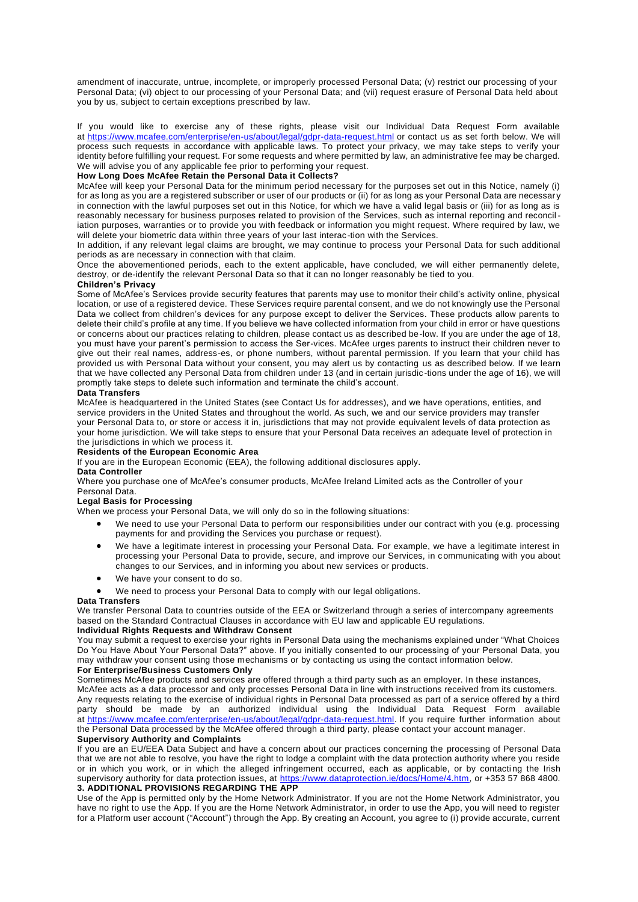amendment of inaccurate, untrue, incomplete, or improperly processed Personal Data; (v) restrict our processing of your Personal Data; (vi) object to our processing of your Personal Data; and (vii) request erasure of Personal Data held about you by us, subject to certain exceptions prescribed by law.

If you would like to exercise any of these rights, please visit our Individual Data Request Form available at https://www.mcafee.com/enterprise/en-us/about/legal/gdpr-data-request.html or contact us as set forth below. We will process such requests in accordance with applicable laws. To protect your privacy, we may take steps to verify your identity before fulfilling your request. For some requests and where permitted by law, an administrative fee may be charged. We will advise you of any applicable fee prior to performing your request.

**How Long Does McAfee Retain the Personal Data it Collects?**

McAfee will keep your Personal Data for the minimum period necessary for the purposes set out in this Notice, namely (i) for as long as you are a registered subscriber or user of our products or (ii) for as long as your Personal Data are necessary in connection with the lawful purposes set out in this Notice, for which we have a valid legal basis or (iii) for as long as is reasonably necessary for business purposes related to provision of the Services, such as internal reporting and reconcil-iation purposes, warranties or to provide you with feedback or information you might request. Where required by law, we will delete your biometric data within three years of your last interac-tion with the Services.

In addition, if any relevant legal claims are brought, we may continue to process your Personal Data for such additional periods as are necessary in connection with that claim.

Once the abovementioned periods, each to the extent applicable, have concluded, we will either permanently delete, destroy, or de-identify the relevant Personal Data so that it can no longer reasonably be tied to you.

**Children's Privacy**

Some of McAfee's Services provide security features that parents may use to monitor their child's activity online, physical location, or use of a registered device. These Services require parental consent, and we do not knowingly use the Personal Data we collect from children's devices for any purpose except to deliver the Services. These products allow parents to delete their child's profile at any time. If you believe we have collected information from your child in error or have questions or concerns about our practices relating to children, please contact us as described be-low. If you are under the age of 18, you must have your parent's permission to access the Ser-vices. McAfee urges parents to instruct their children never to give out their real names, address-es, or phone numbers, without parental permission. If you learn that your child has provided us with Personal Data without your consent, you may alert us by contacting us as described below. If we learn that we have collected any Personal Data from children under 13 (and in certain jurisdic-tions under the age of 16), we will promptly take steps to delete such information and terminate the child's account.

**Data Transfers**

McAfee is headquartered in the United States (see Contact Us for addresses), and we have operations, entities, and service providers in the United States and throughout the world. As such, we and our service providers may transfer your Personal Data to, or store or access it in, jurisdictions that may not provide equivalent levels of data protection as your home jurisdiction. We will take steps to ensure that your Personal Data receives an adequate level of protection in the jurisdictions in which we process it.

**Residents of the European Economic Area**

If you are in the European Economic (EEA), the following additional disclosures apply.

**Data Controller**

Where you purchase one of McAfee's consumer products, McAfee Ireland Limited acts as the Controller of your Personal Data.

**Legal Basis for Processing**

When we process your Personal Data, we will only do so in the following situations:

- We need to use your Personal Data to perform our responsibilities under our contract with you (e.g. processing payments for and providing the Services you purchase or request).
- We have a legitimate interest in processing your Personal Data. For example, we have a legitimate interest in processing your Personal Data to provide, secure, and improve our Services, in communicating with you about changes to our Services, and in informing you about new services or products.
- We have your consent to do so.
- We need to process your Personal Data to comply with our legal obligations.

**Data Transfers**

We transfer Personal Data to countries outside of the EEA or Switzerland through a series of intercompany agreements based on the Standard Contractual Clauses in accordance with EU law and applicable EU regulations.

**Individual Rights Requests and Withdraw Consent**

You may submit a request to exercise your rights in Personal Data using the mechanisms explained under "What Choices Do You Have About Your Personal Data?" above. If you initially consented to our processing of your Personal Data, you may withdraw your consent using those mechanisms or by contacting us using the contact information below.

**For Enterprise/Business Customers Only**

Sometimes McAfee products and services are offered through a third party such as an employer. In these instances, McAfee acts as a data processor and only processes Personal Data in line with instructions received from its customers. Any requests relating to the exercise of individual rights in Personal Data processed as part of a service offered by a third party should be made by an authorized individual using the Individual Data Request Form available at https://www.mcafee.com/enterprise/en-us/about/legal/gdpr-data-request.html. If you require further information about the Personal Data processed by the McAfee offered through a third party, please contact your account manager.

**Supervisory Authority and Complaints**

If you are an EU/EEA Data Subject and have a concern about our practices concerning the processing of Personal Data that we are not able to resolve, you have the right to lodge a complaint with the data protection authority where you reside or in which you work, or in which the alleged infringement occurred, each as applicable, or by contacting the Irish supervisory authority for data protection issues, at https://www.dataprotection.ie/docs/Home/4.htm, or +353 57 868 4800.

**3. ADDITIONAL PROVISIONS REGARDING THE APP**

Use of the App is permitted only by the Home Network Administrator. If you are not the Home Network Administrator, you have no right to use the App. If you are the Home Network Administrator, in order to use the App, you will need to register for a Platform user account ("Account") through the App. By creating an Account, you agree to (i) provide accurate, current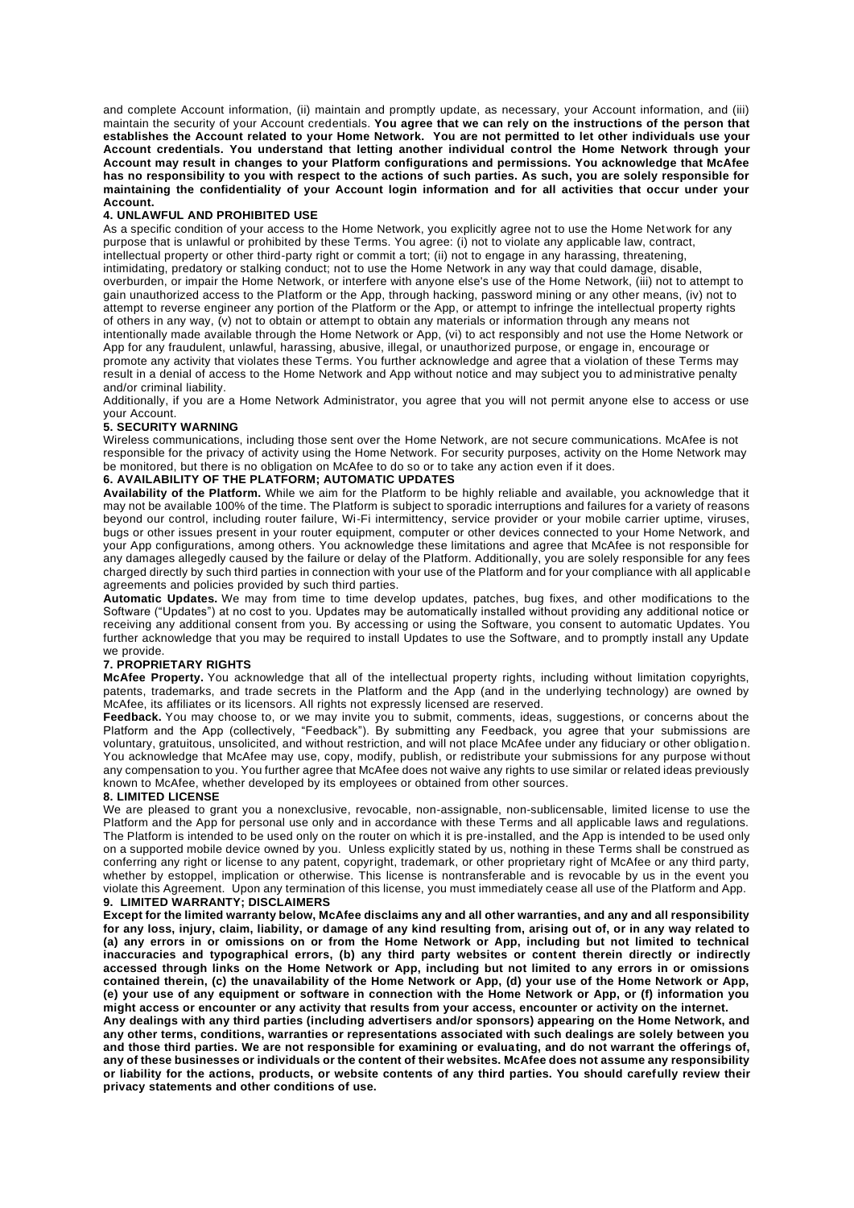and complete Account information, (ii) maintain and promptly update, as necessary, your Account information, and (iii) maintain the security of your Account credentials. **You agree that we can rely on the instructions of the person that establishes the Account related to your Home Network. You are not permitted to let other individuals use your Account credentials. You understand that letting another individual control the Home Network through your Account may result in changes to your Platform configurations and permissions. You acknowledge that McAfee has no responsibility to you with respect to the actions of such parties. As such, you are solely responsible for maintaining the confidentiality of your Account login information and for all activities that occur under your Account.**

## 4. UNLAWFUL AND PROHIBITED USE

As a specific condition of your access to the Home Network, you explicitly agree not to use the Home Network for any purpose that is unlawful or prohibited by these Terms. You agree: (i) not to violate any applicable law, contract, intellectual property or other third-party right or commit a tort; (ii) not to engage in any harassing, threatening, intimidating, predatory or stalking conduct; not to use the Home Network in any way that could damage, disable, overburden, or impair the Home Network, or interfere with anyone else's use of the Home Network, (iii) not to attempt to gain unauthorized access to the Platform or the App, through hacking, password mining or any other means, (iv) not to attempt to reverse engineer any portion of the Platform or the App, or attempt to infringe the intellectual property rights of others in any way, (v) not to obtain or attempt to obtain any materials or information through any means not intentionally made available through the Home Network or App, (vi) to act responsibly and not use the Home Network or App for any fraudulent, unlawful, harassing, abusive, illegal, or unauthorized purpose, or engage in, encourage or promote any activity that violates these Terms. You further acknowledge and agree that a violation of these Terms may result in a denial of access to the Home Network and App without notice and may subject you to administrative penalty and/or criminal liability.

Additionally, if you are a Home Network Administrator, you agree that you will not permit anyone else to access or use your Account.

## 5. SECURITY WARNING

Wireless communications, including those sent over the Home Network, are not secure communications. McAfee is not responsible for the privacy of activity using the Home Network. For security purposes, activity on the Home Network may be monitored, but there is no obligation on McAfee to do so or to take any action even if it does.

## 6. AVAILABILITY OF THE PLATFORM; AUTOMATIC UPDATES

**Availability of the Platform.** While we aim for the Platform to be highly reliable and available, you acknowledge that it may not be available 100% of the time. The Platform is subject to sporadic interruptions and failures for a variety of reasons beyond our control, including router failure, Wi-Fi intermittency, service provider or your mobile carrier uptime, viruses, bugs or other issues present in your router equipment, computer or other devices connected to your Home Network, and your App configurations, among others. You acknowledge these limitations and agree that McAfee is not responsible for any damages allegedly caused by the failure or delay of the Platform. Additionally, you are solely responsible for any fees charged directly by such third parties in connection with your use of the Platform and for your compliance with all applicable agreements and policies provided by such third parties.

**Automatic Updates.** We may from time to time develop updates, patches, bug fixes, and other modifications to the Software ("Updates") at no cost to you. Updates may be automatically installed without providing any additional notice or receiving any additional consent from you. By accessing or using the Software, you consent to automatic Updates. You further acknowledge that you may be required to install Updates to use the Software, and to promptly install any Update we provide.

## 7. PROPRIETARY RIGHTS

**McAfee Property.** You acknowledge that all of the intellectual property rights, including without limitation copyrights, patents, trademarks, and trade secrets in the Platform and the App (and in the underlying technology) are owned by McAfee, its affiliates or its licensors. All rights not expressly licensed are reserved.

**Feedback.** You may choose to, or we may invite you to submit, comments, ideas, suggestions, or concerns about the Platform and the App (collectively, "Feedback"). By submitting any Feedback, you agree that your submissions are voluntary, gratuitous, unsolicited, and without restriction, and will not place McAfee under any fiduciary or other obligation. You acknowledge that McAfee may use, copy, modify, publish, or redistribute your submissions for any purpose without any compensation to you. You further agree that McAfee does not waive any rights to use similar or related ideas previously known to McAfee, whether developed by its employees or obtained from other sources.

## 8. LIMITED LICENSE

We are pleased to grant you a nonexclusive, revocable, non-assignable, non-sublicensable, limited license to use the Platform and the App for personal use only and in accordance with these Terms and all applicable laws and regulations. The Platform is intended to be used only on the router on which it is pre-installed, and the App is intended to be used only on a supported mobile device owned by you. Unless explicitly stated by us, nothing in these Terms shall be construed as conferring any right or license to any patent, copyright, trademark, or other proprietary right of McAfee or any third party, whether by estoppel, implication or otherwise. This license is nontransferable and is revocable by us in the event you violate this Agreement. Upon any termination of this license, you must immediately cease all use of the Platform and App.

## 9. LIMITED WARRANTY; DISCLAIMERS

**Except for the limited warranty below, McAfee disclaims any and all other warranties, and any and all responsibility for any loss, injury, claim, liability, or damage of any kind resulting from, arising out of, or in any way related to (a) any errors in or omissions on or from the Home Network or App, including but not limited to technical inaccuracies and typographical errors, (b) any third party websites or content therein directly or indirectly accessed through links on the Home Network or App, including but not limited to any errors in or omissions contained therein, (c) the unavailability of the Home Network or App, (d) your use of the Home Network or App, (e) your use of any equipment or software in connection with the Home Network or App, or (f) information you might access or encounter or any activity that results from your access, encounter or activity on the internet.**

**Any dealings with any third parties (including advertisers and/or sponsors) appearing on the Home Network, and any other terms, conditions, warranties or representations associated with such dealings are solely between you and those third parties. We are not responsible for examining or evaluating, and do not warrant the offerings of, any of these businesses or individuals or the content of their websites. McAfee does not assume any responsibility or liability for the actions, products, or website contents of any third parties. You should carefully review their privacy statements and other conditions of use.**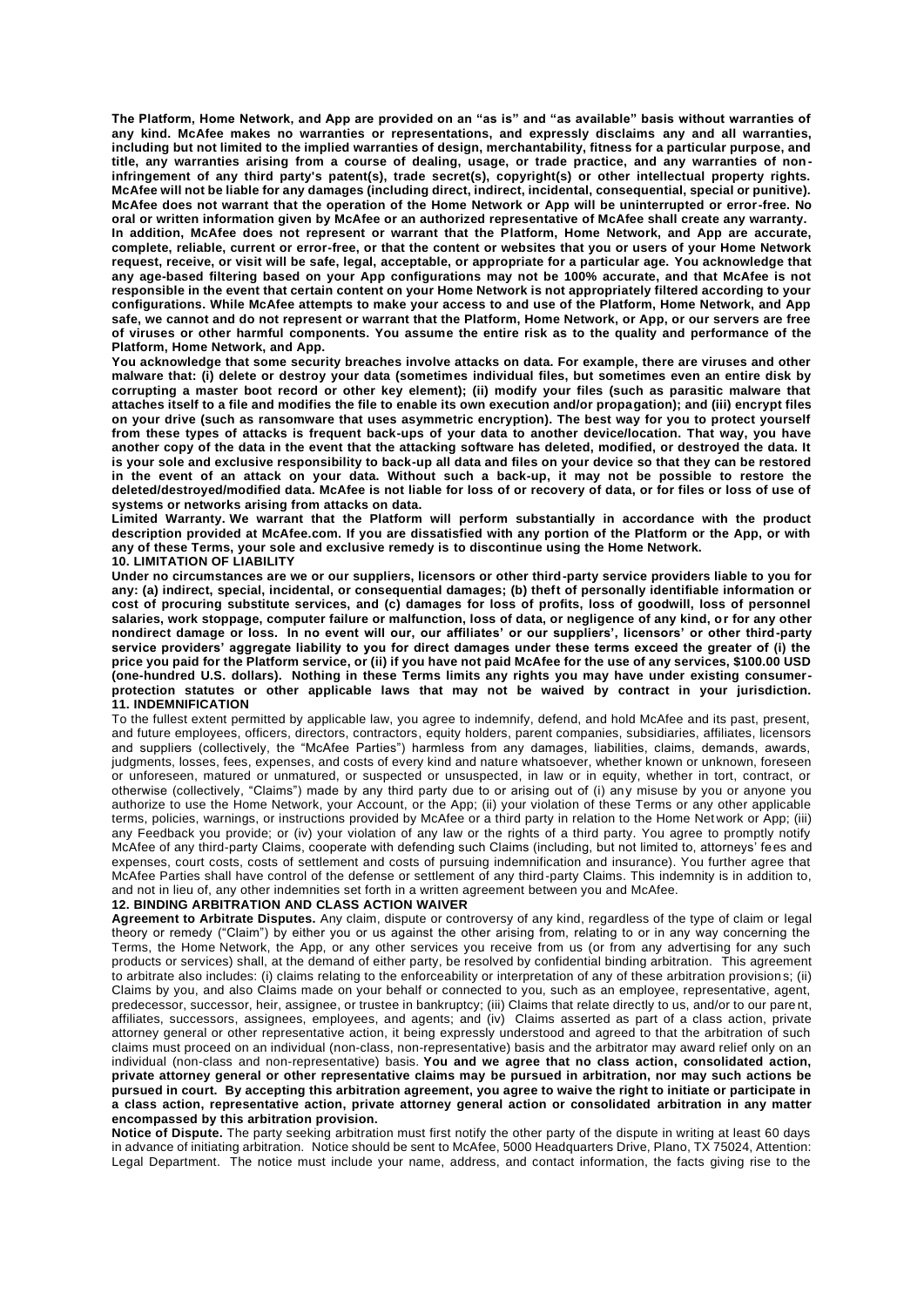**The Platform, Home Network, and App are provided on an "as is" and "as available" basis without warranties of any kind. McAfee makes no warranties or representations, and expressly disclaims any and all warranties, including but not limited to the implied warranties of design, merchantability, fitness for a particular purpose, and title, any warranties arising from a course of dealing, usage, or trade practice, and any warranties of non-infringement of any third party's patent(s), trade secret(s), copyright(s) or other intellectual property rights. McAfee will not be liable for any damages (including direct, indirect, incidental, consequential, special or punitive). McAfee does not warrant that the operation of the Home Network or App will be uninterrupted or error-free. No oral or written information given by McAfee or an authorized representative of McAfee shall create any warranty.**

**In addition, McAfee does not represent or warrant that the Platform, Home Network, and App are accurate, complete, reliable, current or error-free, or that the content or websites that you or users of your Home Network request, receive, or visit will be safe, legal, acceptable, or appropriate for a particular age. You acknowledge that any age-based filtering based on your App configurations may not be 100% accurate, and that McAfee is not responsible in the event that certain content on your Home Network is not appropriately filtered according to your configurations. While McAfee attempts to make your access to and use of the Platform, Home Network, and App safe, we cannot and do not represent or warrant that the Platform, Home Network, or App, or our servers are free of viruses or other harmful components. You assume the entire risk as to the quality and performance of the Platform, Home Network, and App.**

**You acknowledge that some security breaches involve attacks on data. For example, there are viruses and other malware that: (i) delete or destroy your data (sometimes individual files, but sometimes even an entire disk by corrupting a master boot record or other key element); (ii) modify your files (such as parasitic malware that attaches itself to a file and modifies the file to enable its own execution and/or propagation); and (iii) encrypt files on your drive (such as ransomware that uses asymmetric encryption). The best way for you to protect yourself from these types of attacks is frequent back-ups of your data to another device/location. That way, you have another copy of the data in the event that the attacking software has deleted, modified, or destroyed the data. It is your sole and exclusive responsibility to back-up all data and files on your device so that they can be restored in the event of an attack on your data. Without such a back-up, it may not be possible to restore the deleted/destroyed/modified data. McAfee is not liable for loss of or recovery of data, or for files or loss of use of systems or networks arising from attacks on data.**

**Limited Warranty. We warrant that the Platform will perform substantially in accordance with the product description provided at McAfee.com. If you are dissatisfied with any portion of the Platform or the App, or with any of these Terms, your sole and exclusive remedy is to discontinue using the Home Network.**

## 10. LIMITATION OF LIABILITY

**Under no circumstances are we or our suppliers, licensors or other third-party service providers liable to you for any: (a) indirect, special, incidental, or consequential damages; (b) theft of personally identifiable information or cost of procuring substitute services, and (c) damages for loss of profits, loss of goodwill, loss of personnel salaries, work stoppage, computer failure or malfunction, loss of data, or negligence of any kind, or for any other nondirect damage or loss. In no event will our, our affiliates' or our suppliers', licensors' or other third-party service providers' aggregate liability to you for direct damages under these terms exceed the greater of (i) the price you paid for the Platform service, or (ii) if you have not paid McAfee for the use of any services, $100.00 USD (one-hundred U.S. dollars). Nothing in these Terms limits any rights you may have under existing consumer-protection statutes or other applicable laws that may not be waived by contract in your jurisdiction.**

## 11. INDEMNIFICATION

To the fullest extent permitted by applicable law, you agree to indemnify, defend, and hold McAfee and its past, present, and future employees, officers, directors, contractors, equity holders, parent companies, subsidiaries, affiliates, licensors and suppliers (collectively, the "McAfee Parties") harmless from any damages, liabilities, claims, demands, awards, judgments, losses, fees, expenses, and costs of every kind and nature whatsoever, whether known or unknown, foreseen or unforeseen, matured or unmatured, or suspected or unsuspected, in law or in equity, whether in tort, contract, or otherwise (collectively, "Claims") made by any third party due to or arising out of (i) any misuse by you or anyone you authorize to use the Home Network, your Account, or the App; (ii) your violation of these Terms or any other applicable terms, policies, warnings, or instructions provided by McAfee or a third party in relation to the Home Network or App; (iii) any Feedback you provide; or (iv) your violation of any law or the rights of a third party. You agree to promptly notify McAfee of any third-party Claims, cooperate with defending such Claims (including, but not limited to, attorneys' fees and expenses, court costs, costs of settlement and costs of pursuing indemnification and insurance). You further agree that McAfee Parties shall have control of the defense or settlement of any third-party Claims. This indemnity is in addition to, and not in lieu of, any other indemnities set forth in a written agreement between you and McAfee.

## 12. BINDING ARBITRATION AND CLASS ACTION WAIVER

**Agreement to Arbitrate Disputes.** Any claim, dispute or controversy of any kind, regardless of the type of claim or legal theory or remedy ("Claim") by either you or us against the other arising from, relating to or in any way concerning the Terms, the Home Network, the App, or any other services you receive from us (or from any advertising for any such products or services) shall, at the demand of either party, be resolved by confidential binding arbitration. This agreement to arbitrate also includes: (i) claims relating to the enforceability or interpretation of any of these arbitration provisions; (ii) Claims by you, and also Claims made on your behalf or connected to you, such as an employee, representative, agent, predecessor, successor, heir, assignee, or trustee in bankruptcy; (iii) Claims that relate directly to us, and/or to our parent, affiliates, successors, assignees, employees, and agents; and (iv) Claims asserted as part of a class action, private attorney general or other representative action, it being expressly understood and agreed to that the arbitration of such claims must proceed on an individual (non-class, non-representative) basis and the arbitrator may award relief only on an individual (non-class and non-representative) basis. **You and we agree that no class action, consolidated action, private attorney general or other representative claims may be pursued in arbitration, nor may such actions be pursued in court. By accepting this arbitration agreement, you agree to waive the right to initiate or participate in a class action, representative action, private attorney general action or consolidated arbitration in any matter encompassed by this arbitration provision.**

**Notice of Dispute.** The party seeking arbitration must first notify the other party of the dispute in writing at least 60 days in advance of initiating arbitration. Notice should be sent to McAfee, 5000 Headquarters Drive, Plano, TX 75024, Attention: Legal Department. The notice must include your name, address, and contact information, the facts giving rise to the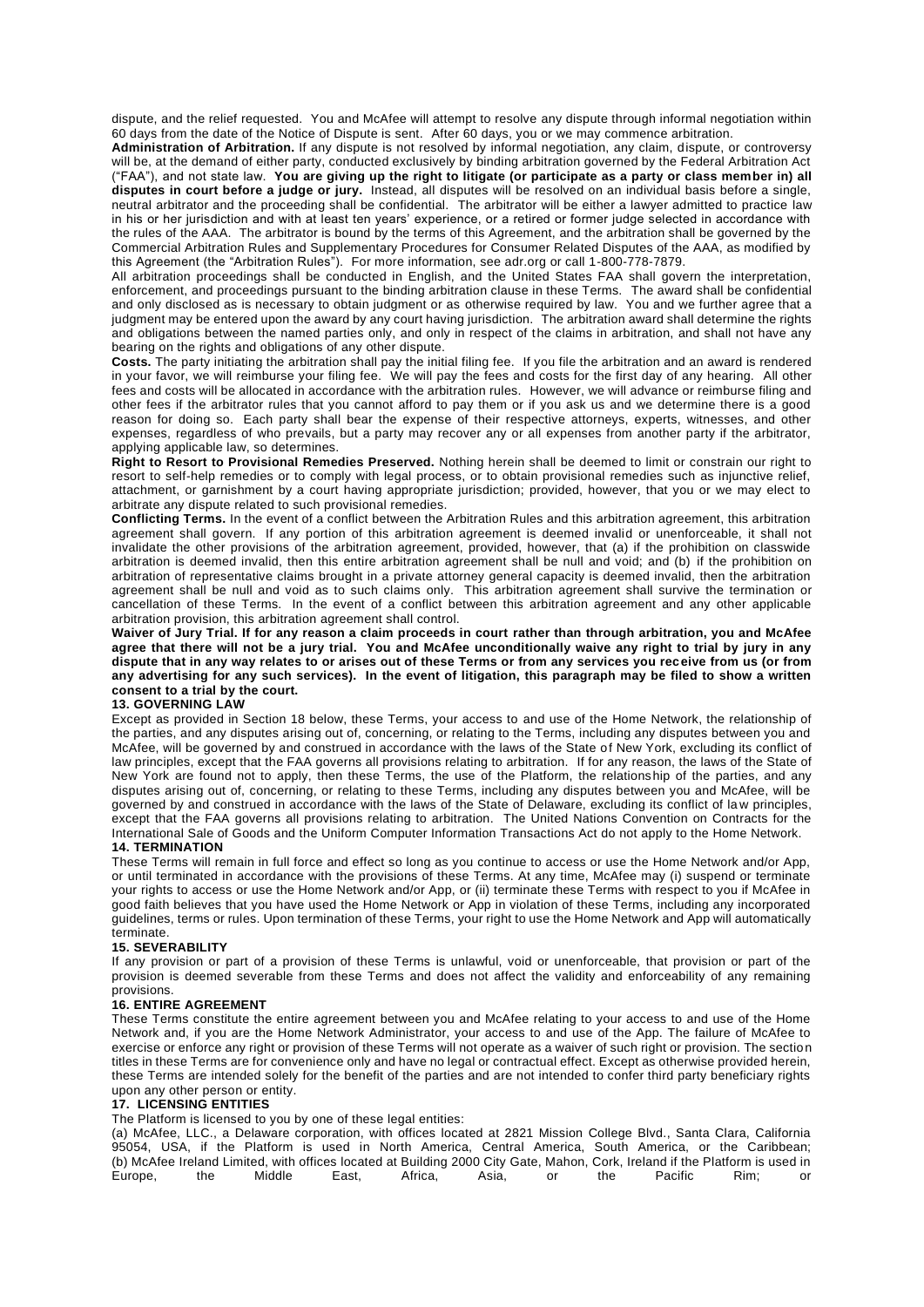dispute, and the relief requested. You and McAfee will attempt to resolve any dispute through informal negotiation within 60 days from the date of the Notice of Dispute is sent. After 60 days, you or we may commence arbitration.

**Administration of Arbitration.** If any dispute is not resolved by informal negotiation, any claim, dispute, or controversy will be, at the demand of either party, conducted exclusively by binding arbitration governed by the Federal Arbitration Act ("FAA"), and not state law. **You are giving up the right to litigate (or participate as a party or class member in) all disputes in court before a judge or jury.** Instead, all disputes will be resolved on an individual basis before a single, neutral arbitrator and the proceeding shall be confidential. The arbitrator will be either a lawyer admitted to practice law in his or her jurisdiction and with at least ten years' experience, or a retired or former judge selected in accordance with the rules of the AAA. The arbitrator is bound by the terms of this Agreement, and the arbitration shall be governed by the Commercial Arbitration Rules and Supplementary Procedures for Consumer Related Disputes of the AAA, as modified by this Agreement (the "Arbitration Rules"). For more information, see adr.org or call 1-800-778-7879.

All arbitration proceedings shall be conducted in English, and the United States FAA shall govern the interpretation, enforcement, and proceedings pursuant to the binding arbitration clause in these Terms. The award shall be confidential and only disclosed as is necessary to obtain judgment or as otherwise required by law. You and we further agree that a judgment may be entered upon the award by any court having jurisdiction. The arbitration award shall determine the rights and obligations between the named parties only, and only in respect of the claims in arbitration, and shall not have any bearing on the rights and obligations of any other dispute.

**Costs.** The party initiating the arbitration shall pay the initial filing fee. If you file the arbitration and an award is rendered in your favor, we will reimburse your filing fee. We will pay the fees and costs for the first day of any hearing. All other fees and costs will be allocated in accordance with the arbitration rules. However, we will advance or reimburse filing and other fees if the arbitrator rules that you cannot afford to pay them or if you ask us and we determine there is a good reason for doing so. Each party shall bear the expense of their respective attorneys, experts, witnesses, and other expenses, regardless of who prevails, but a party may recover any or all expenses from another party if the arbitrator, applying applicable law, so determines.

**Right to Resort to Provisional Remedies Preserved.** Nothing herein shall be deemed to limit or constrain our right to resort to self-help remedies or to comply with legal process, or to obtain provisional remedies such as injunctive relief, attachment, or garnishment by a court having appropriate jurisdiction; provided, however, that you or we may elect to arbitrate any dispute related to such provisional remedies.

**Conflicting Terms.** In the event of a conflict between the Arbitration Rules and this arbitration agreement, this arbitration agreement shall govern. If any portion of this arbitration agreement is deemed invalid or unenforceable, it shall not invalidate the other provisions of the arbitration agreement, provided, however, that (a) if the prohibition on classwide arbitration is deemed invalid, then this entire arbitration agreement shall be null and void; and (b) if the prohibition on arbitration of representative claims brought in a private attorney general capacity is deemed invalid, then the arbitration agreement shall be null and void as to such claims only. This arbitration agreement shall survive the termination or cancellation of these Terms. In the event of a conflict between this arbitration agreement and any other applicable arbitration provision, this arbitration agreement shall control.

**Waiver of Jury Trial. If for any reason a claim proceeds in court rather than through arbitration, you and McAfee agree that there will not be a jury trial. You and McAfee unconditionally waive any right to trial by jury in any dispute that in any way relates to or arises out of these Terms or from any services you receive from us (or from any advertising for any such services). In the event of litigation, this paragraph may be filed to show a written consent to a trial by the court.**

**13. GOVERNING LAW**

Except as provided in Section 18 below, these Terms, your access to and use of the Home Network, the relationship of the parties, and any disputes arising out of, concerning, or relating to the Terms, including any disputes between you and McAfee, will be governed by and construed in accordance with the laws of the State of New York, excluding its conflict of law principles, except that the FAA governs all provisions relating to arbitration. If for any reason, the laws of the State of New York are found not to apply, then these Terms, the use of the Platform, the relationship of the parties, and any disputes arising out of, concerning, or relating to these Terms, including any disputes between you and McAfee, will be governed by and construed in accordance with the laws of the State of Delaware, excluding its conflict of law principles, except that the FAA governs all provisions relating to arbitration. The United Nations Convention on Contracts for the International Sale of Goods and the Uniform Computer Information Transactions Act do not apply to the Home Network.

**14. TERMINATION**

These Terms will remain in full force and effect so long as you continue to access or use the Home Network and/or App, or until terminated in accordance with the provisions of these Terms. At any time, McAfee may (i) suspend or terminate your rights to access or use the Home Network and/or App, or (ii) terminate these Terms with respect to you if McAfee in good faith believes that you have used the Home Network or App in violation of these Terms, including any incorporated guidelines, terms or rules. Upon termination of these Terms, your right to use the Home Network and App will automatically terminate.

**15. SEVERABILITY**

If any provision or part of a provision of these Terms is unlawful, void or unenforceable, that provision or part of the provision is deemed severable from these Terms and does not affect the validity and enforceability of any remaining provisions.

**16. ENTIRE AGREEMENT**

These Terms constitute the entire agreement between you and McAfee relating to your access to and use of the Home Network and, if you are the Home Network Administrator, your access to and use of the App. The failure of McAfee to exercise or enforce any right or provision of these Terms will not operate as a waiver of such right or provision. The section titles in these Terms are for convenience only and have no legal or contractual effect. Except as otherwise provided herein, these Terms are intended solely for the benefit of the parties and are not intended to confer third party beneficiary rights upon any other person or entity.

**17. LICENSING ENTITIES**

The Platform is licensed to you by one of these legal entities:

(a) McAfee, LLC., a Delaware corporation, with offices located at 2821 Mission College Blvd., Santa Clara, California 95054, USA, if the Platform is used in North America, Central America, South America, or the Caribbean;
(b) McAfee Ireland Limited, with offices located at Building 2000 City Gate, Mahon, Cork, Ireland if the Platform is used in Europe, the Middle East, Africa, Asia, or the Pacific Rim; or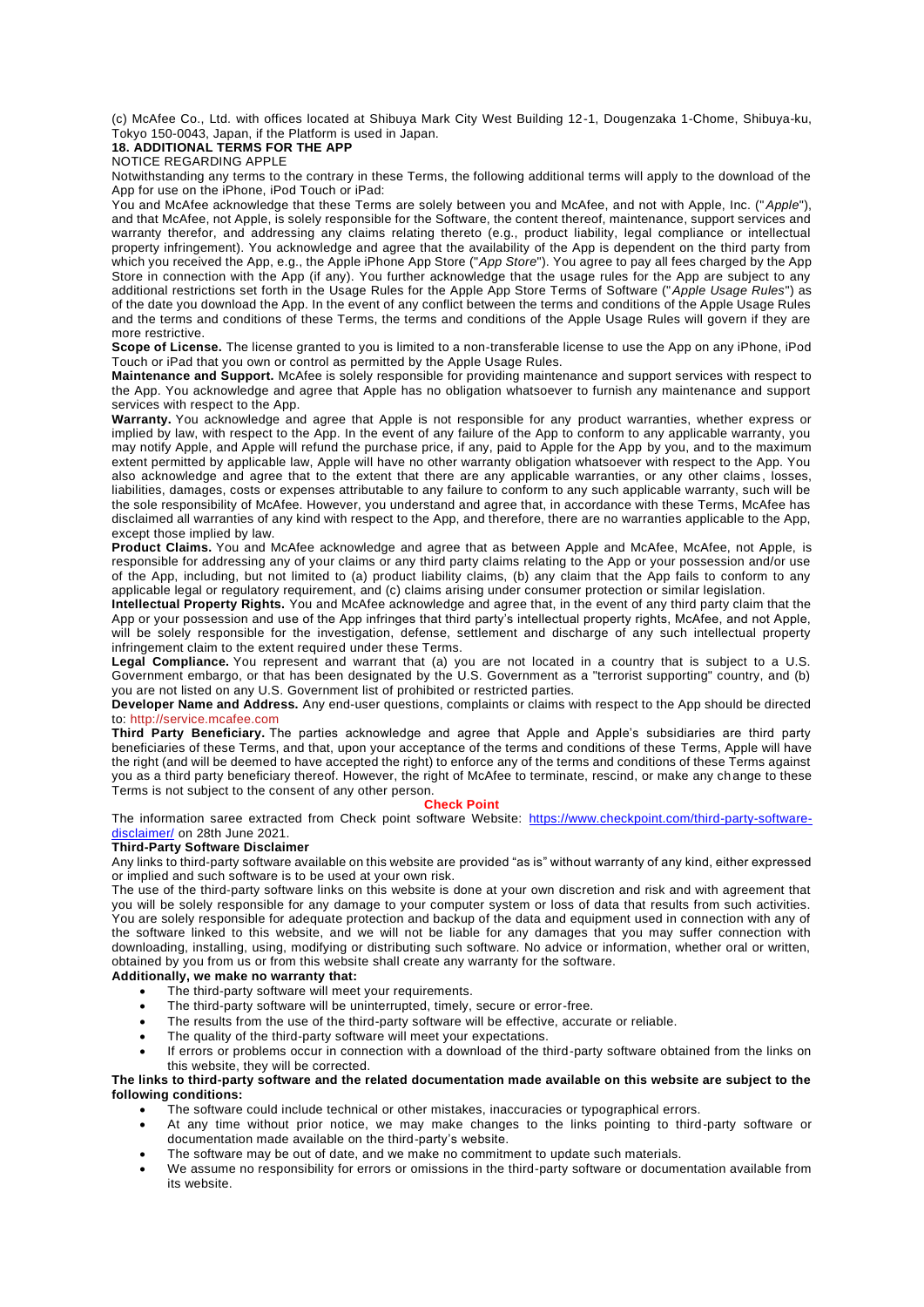(c) McAfee Co., Ltd. with offices located at Shibuya Mark City West Building 12-1, Dougenzaka 1-Chome, Shibuya-ku, Tokyo 150-0043, Japan, if the Platform is used in Japan.

**18. ADDITIONAL TERMS FOR THE APP**

NOTICE REGARDING APPLE

Notwithstanding any terms to the contrary in these Terms, the following additional terms will apply to the download of the App for use on the iPhone, iPod Touch or iPad:

You and McAfee acknowledge that these Terms are solely between you and McAfee, and not with Apple, Inc. ("*Apple*"), and that McAfee, not Apple, is solely responsible for the Software, the content thereof, maintenance, support services and warranty therefor, and addressing any claims relating thereto (e.g., product liability, legal compliance or intellectual property infringement). You acknowledge and agree that the availability of the App is dependent on the third party from which you received the App, e.g., the Apple iPhone App Store ("*App Store*"). You agree to pay all fees charged by the App Store in connection with the App (if any). You further acknowledge that the usage rules for the App are subject to any additional restrictions set forth in the Usage Rules for the Apple App Store Terms of Software ("*Apple Usage Rules*") as of the date you download the App. In the event of any conflict between the terms and conditions of the Apple Usage Rules and the terms and conditions of these Terms, the terms and conditions of the Apple Usage Rules will govern if they are more restrictive.

**Scope of License.** The license granted to you is limited to a non-transferable license to use the App on any iPhone, iPod Touch or iPad that you own or control as permitted by the Apple Usage Rules.

**Maintenance and Support.** McAfee is solely responsible for providing maintenance and support services with respect to the App. You acknowledge and agree that Apple has no obligation whatsoever to furnish any maintenance and support services with respect to the App.

**Warranty.** You acknowledge and agree that Apple is not responsible for any product warranties, whether express or implied by law, with respect to the App. In the event of any failure of the App to conform to any applicable warranty, you may notify Apple, and Apple will refund the purchase price, if any, paid to Apple for the App by you, and to the maximum extent permitted by applicable law, Apple will have no other warranty obligation whatsoever with respect to the App. You also acknowledge and agree that to the extent that there are any applicable warranties, or any other claims, losses, liabilities, damages, costs or expenses attributable to any failure to conform to any such applicable warranty, such will be the sole responsibility of McAfee. However, you understand and agree that, in accordance with these Terms, McAfee has disclaimed all warranties of any kind with respect to the App, and therefore, there are no warranties applicable to the App, except those implied by law.

**Product Claims.** You and McAfee acknowledge and agree that as between Apple and McAfee, McAfee, not Apple, is responsible for addressing any of your claims or any third party claims relating to the App or your possession and/or use of the App, including, but not limited to (a) product liability claims, (b) any claim that the App fails to conform to any applicable legal or regulatory requirement, and (c) claims arising under consumer protection or similar legislation.

**Intellectual Property Rights.** You and McAfee acknowledge and agree that, in the event of any third party claim that the App or your possession and use of the App infringes that third party's intellectual property rights, McAfee, and not Apple, will be solely responsible for the investigation, defense, settlement and discharge of any such intellectual property infringement claim to the extent required under these Terms.

**Legal Compliance.** You represent and warrant that (a) you are not located in a country that is subject to a U.S. Government embargo, or that has been designated by the U.S. Government as a "terrorist supporting" country, and (b) you are not listed on any U.S. Government list of prohibited or restricted parties.

**Developer Name and Address.** Any end-user questions, complaints or claims with respect to the App should be directed to: http://service.mcafee.com

**Third Party Beneficiary.** The parties acknowledge and agree that Apple and Apple's subsidiaries are third party beneficiaries of these Terms, and that, upon your acceptance of the terms and conditions of these Terms, Apple will have the right (and will be deemed to have accepted the right) to enforce any of the terms and conditions of these Terms against you as a third party beneficiary thereof. However, the right of McAfee to terminate, rescind, or make any change to these Terms is not subject to the consent of any other person.

## Check Point

The information saree extracted from Check point software Website: https://www.checkpoint.com/third-party-software-disclaimer/ on 28th June 2021.

**Third-Party Software Disclaimer**

Any links to third-party software available on this website are provided "as is" without warranty of any kind, either expressed or implied and such software is to be used at your own risk.

The use of the third-party software links on this website is done at your own discretion and risk and with agreement that you will be solely responsible for any damage to your computer system or loss of data that results from such activities. You are solely responsible for adequate protection and backup of the data and equipment used in connection with any of the software linked to this website, and we will not be liable for any damages that you may suffer connection with downloading, installing, using, modifying or distributing such software. No advice or information, whether oral or written, obtained by you from us or from this website shall create any warranty for the software.

**Additionally, we make no warranty that:**

- The third-party software will meet your requirements.
- The third-party software will be uninterrupted, timely, secure or error-free.
- The results from the use of the third-party software will be effective, accurate or reliable.
- The quality of the third-party software will meet your expectations.
- If errors or problems occur in connection with a download of the third-party software obtained from the links on this website, they will be corrected.

**The links to third-party software and the related documentation made available on this website are subject to the following conditions:**

- The software could include technical or other mistakes, inaccuracies or typographical errors.
- At any time without prior notice, we may make changes to the links pointing to third-party software or documentation made available on the third-party's website.
- The software may be out of date, and we make no commitment to update such materials.
- We assume no responsibility for errors or omissions in the third-party software or documentation available from its website.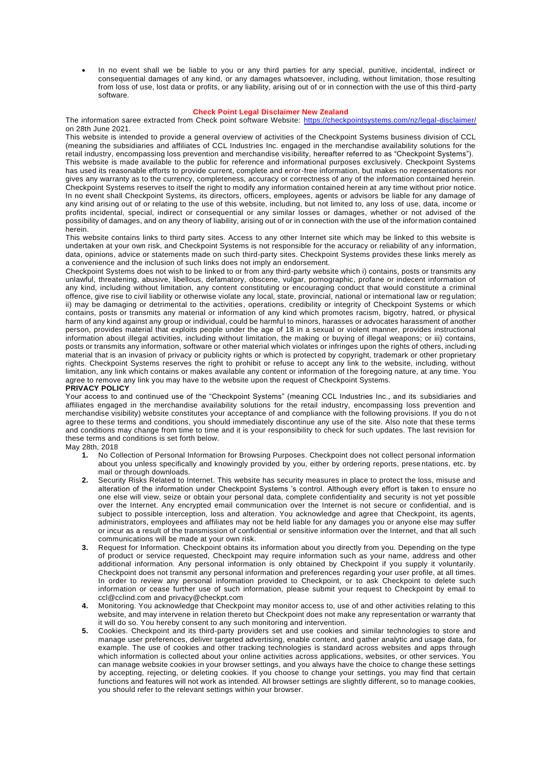- In no event shall we be liable to you or any third parties for any special, punitive, incidental, indirect or consequential damages of any kind, or any damages whatsoever, including, without limitation, those resulting from loss of use, lost data or profits, or any liability, arising out of or in connection with the use of this third-party software.

## Check Point Legal Disclaimer New Zealand

The information saree extracted from Check point software Website: https://checkpointsystems.com/nz/legal-disclaimer/ on 28th June 2021.

This website is intended to provide a general overview of activities of the Checkpoint Systems business division of CCL (meaning the subsidiaries and affiliates of CCL Industries Inc. engaged in the merchandise availability solutions for the retail industry, encompassing loss prevention and merchandise visibility, hereafter referred to as "Checkpoint Systems").

This website is made available to the public for reference and informational purposes exclusively. Checkpoint Systems has used its reasonable efforts to provide current, complete and error-free information, but makes no representations nor gives any warranty as to the currency, completeness, accuracy or correctness of any of the information contained herein. Checkpoint Systems reserves to itself the right to modify any information contained herein at any time without prior notice. In no event shall Checkpoint Systems, its directors, officers, employees, agents or advisors be liable for any damage of any kind arising out of or relating to the use of this website, including, but not limited to, any loss of use, data, income or profits incidental, special, indirect or consequential or any similar losses or damages, whether or not advised of the possibility of damages, and on any theory of liability, arising out of or in connection with the use of the information contained herein.

This website contains links to third party sites. Access to any other Internet site which may be linked to this website is undertaken at your own risk, and Checkpoint Systems is not responsible for the accuracy or reliability of any information, data, opinions, advice or statements made on such third-party sites. Checkpoint Systems provides these links merely as a convenience and the inclusion of such links does not imply an endorsement.

Checkpoint Systems does not wish to be linked to or from any third-party website which i) contains, posts or transmits any unlawful, threatening, abusive, libellous, defamatory, obscene, vulgar, pornographic, profane or indecent information of any kind, including without limitation, any content constituting or encouraging conduct that would constitute a criminal offence, give rise to civil liability or otherwise violate any local, state, provincial, national or international law or regulation; ii) may be damaging or detrimental to the activities, operations, credibility or integrity of Checkpoint Systems or which contains, posts or transmits any material or information of any kind which promotes racism, bigotry, hatred, or physical harm of any kind against any group or individual, could be harmful to minors, harasses or advocates harassment of another person, provides material that exploits people under the age of 18 in a sexual or violent manner, provides instructional information about illegal activities, including without limitation, the making or buying of illegal weapons; or iii) contains, posts or transmits any information, software or other material which violates or infringes upon the rights of others, including material that is an invasion of privacy or publicity rights or which is protected by copyright, trademark or other proprietary rights. Checkpoint Systems reserves the right to prohibit or refuse to accept any link to the website, including, without limitation, any link which contains or makes available any content or information of the foregoing nature, at any time. You agree to remove any link you may have to the website upon the request of Checkpoint Systems.

**PRIVACY POLICY**

Your access to and continued use of the "Checkpoint Systems" (meaning CCL Industries Inc., and its subsidiaries and affiliates engaged in the merchandise availability solutions for the retail industry, encompassing loss prevention and merchandise visibility) website constitutes your acceptance of and compliance with the following provisions. If you do not agree to these terms and conditions, you should immediately discontinue any use of the site. Also note that these terms and conditions may change from time to time and it is your responsibility to check for such updates. The last revision for these terms and conditions is set forth below.

May 28th, 2018

1. No Collection of Personal Information for Browsing Purposes. Checkpoint does not collect personal information about you unless specifically and knowingly provided by you, either by ordering reports, presentations, etc. by mail or through downloads.
2. Security Risks Related to Internet. This website has security measures in place to protect the loss, misuse and alteration of the information under Checkpoint Systems 's control. Although every effort is taken to ensure no one else will view, seize or obtain your personal data, complete confidentiality and security is not yet possible over the Internet. Any encrypted email communication over the Internet is not secure or confidential, and is subject to possible interception, loss and alteration. You acknowledge and agree that Checkpoint, its agents, administrators, employees and affiliates may not be held liable for any damages you or anyone else may suffer or incur as a result of the transmission of confidential or sensitive information over the Internet, and that all such communications will be made at your own risk.
3. Request for Information. Checkpoint obtains its information about you directly from you. Depending on the type of product or service requested, Checkpoint may require information such as your name, address and other additional information. Any personal information is only obtained by Checkpoint if you supply it voluntarily. Checkpoint does not transmit any personal information and preferences regarding your user profile, at all times. In order to review any personal information provided to Checkpoint, or to ask Checkpoint to delete such information or cease further use of such information, please submit your request to Checkpoint by email to ccl@cclind.com and privacy@checkpt.com
4. Monitoring. You acknowledge that Checkpoint may monitor access to, use of and other activities relating to this website, and may intervene in relation thereto but Checkpoint does not make any representation or warranty that it will do so. You hereby consent to any such monitoring and intervention.
5. Cookies. Checkpoint and its third-party providers set and use cookies and similar technologies to store and manage user preferences, deliver targeted advertising, enable content, and gather analytic and usage data, for example. The use of cookies and other tracking technologies is standard across websites and apps through which information is collected about your online activities across applications, websites, or other services. You can manage website cookies in your browser settings, and you always have the choice to change these settings by accepting, rejecting, or deleting cookies. If you choose to change your settings, you may find that certain functions and features will not work as intended. All browser settings are slightly different, so to manage cookies, you should refer to the relevant settings within your browser.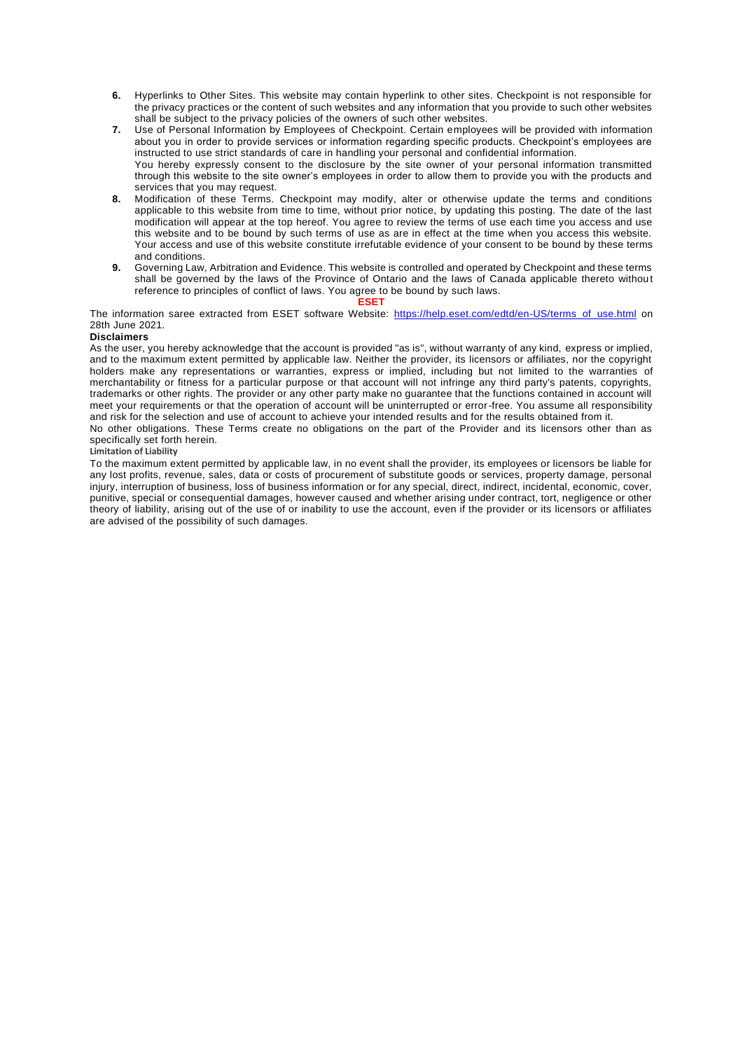6. Hyperlinks to Other Sites. This website may contain hyperlink to other sites. Checkpoint is not responsible for the privacy practices or the content of such websites and any information that you provide to such other websites shall be subject to the privacy policies of the owners of such other websites.
7. Use of Personal Information by Employees of Checkpoint. Certain employees will be provided with information about you in order to provide services or information regarding specific products. Checkpoint's employees are instructed to use strict standards of care in handling your personal and confidential information.
   You hereby expressly consent to the disclosure by the site owner of your personal information transmitted through this website to the site owner's employees in order to allow them to provide you with the products and services that you may request.
8. Modification of these Terms. Checkpoint may modify, alter or otherwise update the terms and conditions applicable to this website from time to time, without prior notice, by updating this posting. The date of the last modification will appear at the top hereof. You agree to review the terms of use each time you access and use this website and to be bound by such terms of use as are in effect at the time when you access this website. Your access and use of this website constitute irrefutable evidence of your consent to be bound by these terms and conditions.
9. Governing Law, Arbitration and Evidence. This website is controlled and operated by Checkpoint and these terms shall be governed by the laws of the Province of Ontario and the laws of Canada applicable thereto without reference to principles of conflict of laws. You agree to be bound by such laws.

**ESET**

The information saree extracted from ESET software Website: https://help.eset.com/edtd/en-US/terms_of_use.html on 28th June 2021.

**Disclaimers**

As the user, you hereby acknowledge that the account is provided "as is", without warranty of any kind, express or implied, and to the maximum extent permitted by applicable law. Neither the provider, its licensors or affiliates, nor the copyright holders make any representations or warranties, express or implied, including but not limited to the warranties of merchantability or fitness for a particular purpose or that account will not infringe any third party's patents, copyrights, trademarks or other rights. The provider or any other party make no guarantee that the functions contained in account will meet your requirements or that the operation of account will be uninterrupted or error-free. You assume all responsibility and risk for the selection and use of account to achieve your intended results and for the results obtained from it.

No other obligations. These Terms create no obligations on the part of the Provider and its licensors other than as specifically set forth herein.

**Limitation of Liability**

To the maximum extent permitted by applicable law, in no event shall the provider, its employees or licensors be liable for any lost profits, revenue, sales, data or costs of procurement of substitute goods or services, property damage, personal injury, interruption of business, loss of business information or for any special, direct, indirect, incidental, economic, cover, punitive, special or consequential damages, however caused and whether arising under contract, tort, negligence or other theory of liability, arising out of the use of or inability to use the account, even if the provider or its licensors or affiliates are advised of the possibility of such damages.